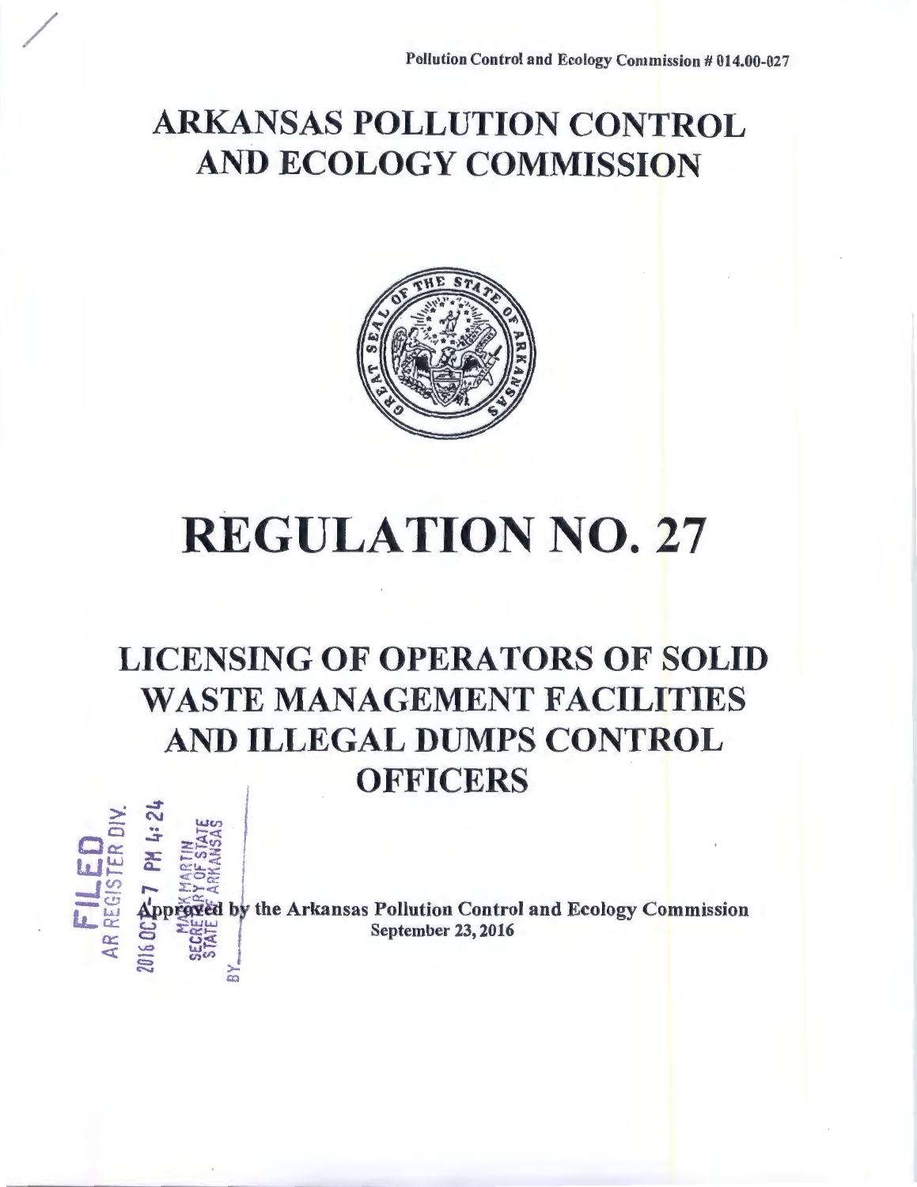Pollution Control and Ecology Commission # 014.00-027

# ARKANSAS POLLUTION CONTROL AND ECOLOGY COMMISSION

# REGULATION NO. 27

## LICENSING OF OPERATORS OF SOLID WASTE MANAGEMENT FACILITIES AND ILLEGAL DUMPS CONTROL OFFICERS

FILED AR REGISTER DIV. 2016 OCT -7 PM 4:24 MARK MARTIN SECRETARY OF STATE STATE OF ARKANSAS BY\_\_\_

Approved by the Arkansas Pollution Control and Ecology Commission
September 23, 2016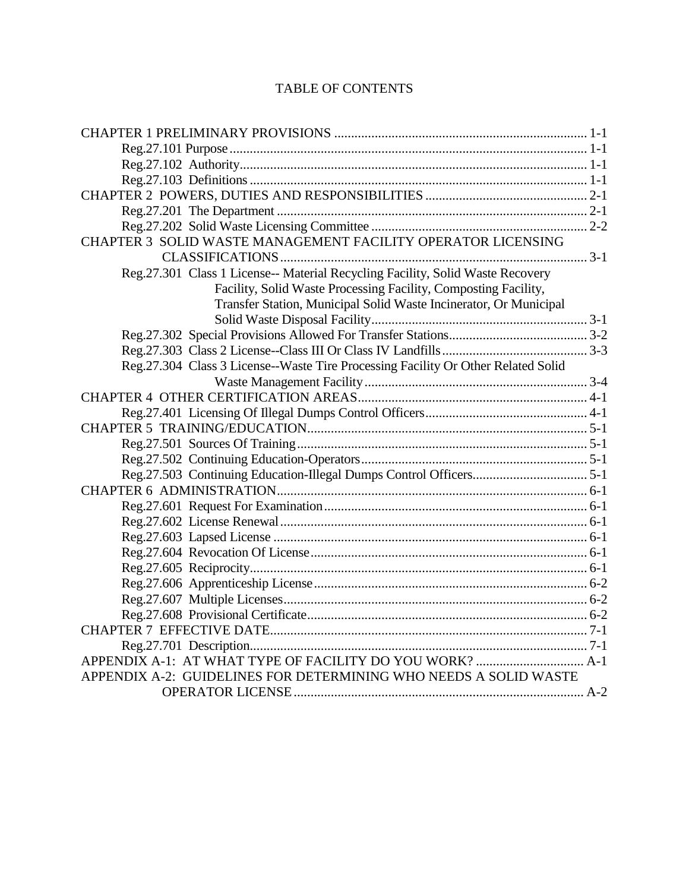# TABLE OF CONTENTS

CHAPTER 1 PRELIMINARY PROVISIONS .......... 1-1
- Reg.27.101 Purpose .......... 1-1
- Reg.27.102 Authority .......... 1-1
- Reg.27.103 Definitions .......... 1-1

CHAPTER 2 POWERS, DUTIES AND RESPONSIBILITIES .......... 2-1
- Reg.27.201 The Department .......... 2-1
- Reg.27.202 Solid Waste Licensing Committee .......... 2-2

CHAPTER 3 SOLID WASTE MANAGEMENT FACILITY OPERATOR LICENSING CLASSIFICATIONS .......... 3-1
- Reg.27.301 Class 1 License-- Material Recycling Facility, Solid Waste Recovery Facility, Solid Waste Processing Facility, Composting Facility, Transfer Station, Municipal Solid Waste Incinerator, Or Municipal Solid Waste Disposal Facility .......... 3-1
- Reg.27.302 Special Provisions Allowed For Transfer Stations .......... 3-2
- Reg.27.303 Class 2 License--Class III Or Class IV Landfills .......... 3-3
- Reg.27.304 Class 3 License--Waste Tire Processing Facility Or Other Related Solid Waste Management Facility .......... 3-4

CHAPTER 4 OTHER CERTIFICATION AREAS .......... 4-1
- Reg.27.401 Licensing Of Illegal Dumps Control Officers .......... 4-1

CHAPTER 5 TRAINING/EDUCATION .......... 5-1
- Reg.27.501 Sources Of Training .......... 5-1
- Reg.27.502 Continuing Education-Operators .......... 5-1
- Reg.27.503 Continuing Education-Illegal Dumps Control Officers .......... 5-1

CHAPTER 6 ADMINISTRATION .......... 6-1
- Reg.27.601 Request For Examination .......... 6-1
- Reg.27.602 License Renewal .......... 6-1
- Reg.27.603 Lapsed License .......... 6-1
- Reg.27.604 Revocation Of License .......... 6-1
- Reg.27.605 Reciprocity .......... 6-1
- Reg.27.606 Apprenticeship License .......... 6-2
- Reg.27.607 Multiple Licenses .......... 6-2
- Reg.27.608 Provisional Certificate .......... 6-2

CHAPTER 7 EFFECTIVE DATE .......... 7-1
- Reg.27.701 Description .......... 7-1

APPENDIX A-1: AT WHAT TYPE OF FACILITY DO YOU WORK? .......... A-1

APPENDIX A-2: GUIDELINES FOR DETERMINING WHO NEEDS A SOLID WASTE OPERATOR LICENSE .......... A-2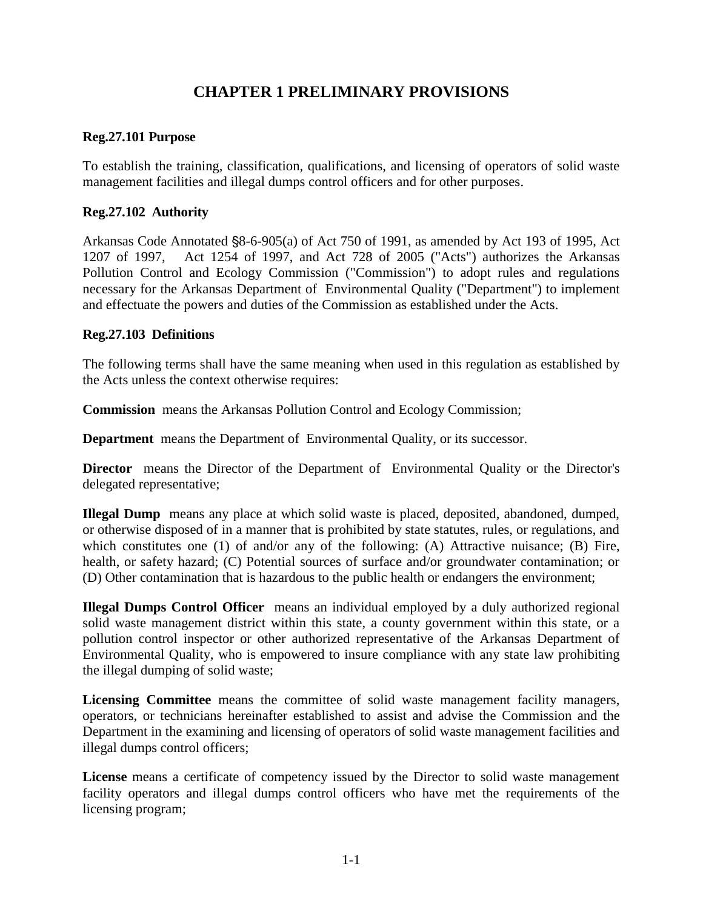# CHAPTER 1 PRELIMINARY PROVISIONS

**Reg.27.101 Purpose**

To establish the training, classification, qualifications, and licensing of operators of solid waste management facilities and illegal dumps control officers and for other purposes.

**Reg.27.102 Authority**

Arkansas Code Annotated §8-6-905(a) of Act 750 of 1991, as amended by Act 193 of 1995, Act 1207 of 1997, Act 1254 of 1997, and Act 728 of 2005 ("Acts") authorizes the Arkansas Pollution Control and Ecology Commission ("Commission") to adopt rules and regulations necessary for the Arkansas Department of Environmental Quality ("Department") to implement and effectuate the powers and duties of the Commission as established under the Acts.

**Reg.27.103 Definitions**

The following terms shall have the same meaning when used in this regulation as established by the Acts unless the context otherwise requires:

**Commission** means the Arkansas Pollution Control and Ecology Commission;

**Department** means the Department of Environmental Quality, or its successor.

**Director** means the Director of the Department of Environmental Quality or the Director's delegated representative;

**Illegal Dump** means any place at which solid waste is placed, deposited, abandoned, dumped, or otherwise disposed of in a manner that is prohibited by state statutes, rules, or regulations, and which constitutes one (1) of and/or any of the following: (A) Attractive nuisance; (B) Fire, health, or safety hazard; (C) Potential sources of surface and/or groundwater contamination; or (D) Other contamination that is hazardous to the public health or endangers the environment;

**Illegal Dumps Control Officer** means an individual employed by a duly authorized regional solid waste management district within this state, a county government within this state, or a pollution control inspector or other authorized representative of the Arkansas Department of Environmental Quality, who is empowered to insure compliance with any state law prohibiting the illegal dumping of solid waste;

**Licensing Committee** means the committee of solid waste management facility managers, operators, or technicians hereinafter established to assist and advise the Commission and the Department in the examining and licensing of operators of solid waste management facilities and illegal dumps control officers;

**License** means a certificate of competency issued by the Director to solid waste management facility operators and illegal dumps control officers who have met the requirements of the licensing program;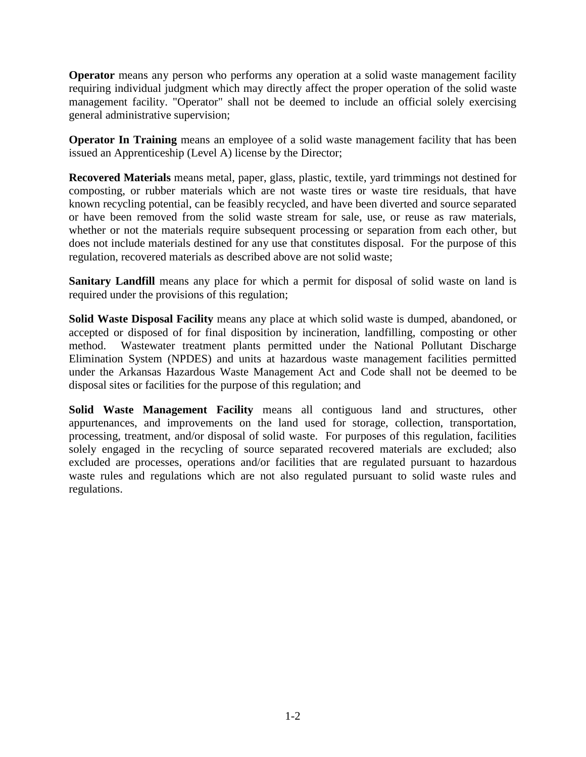**Operator** means any person who performs any operation at a solid waste management facility requiring individual judgment which may directly affect the proper operation of the solid waste management facility. "Operator" shall not be deemed to include an official solely exercising general administrative supervision;

**Operator In Training** means an employee of a solid waste management facility that has been issued an Apprenticeship (Level A) license by the Director;

**Recovered Materials** means metal, paper, glass, plastic, textile, yard trimmings not destined for composting, or rubber materials which are not waste tires or waste tire residuals, that have known recycling potential, can be feasibly recycled, and have been diverted and source separated or have been removed from the solid waste stream for sale, use, or reuse as raw materials, whether or not the materials require subsequent processing or separation from each other, but does not include materials destined for any use that constitutes disposal. For the purpose of this regulation, recovered materials as described above are not solid waste;

**Sanitary Landfill** means any place for which a permit for disposal of solid waste on land is required under the provisions of this regulation;

**Solid Waste Disposal Facility** means any place at which solid waste is dumped, abandoned, or accepted or disposed of for final disposition by incineration, landfilling, composting or other method. Wastewater treatment plants permitted under the National Pollutant Discharge Elimination System (NPDES) and units at hazardous waste management facilities permitted under the Arkansas Hazardous Waste Management Act and Code shall not be deemed to be disposal sites or facilities for the purpose of this regulation; and

**Solid Waste Management Facility** means all contiguous land and structures, other appurtenances, and improvements on the land used for storage, collection, transportation, processing, treatment, and/or disposal of solid waste. For purposes of this regulation, facilities solely engaged in the recycling of source separated recovered materials are excluded; also excluded are processes, operations and/or facilities that are regulated pursuant to hazardous waste rules and regulations which are not also regulated pursuant to solid waste rules and regulations.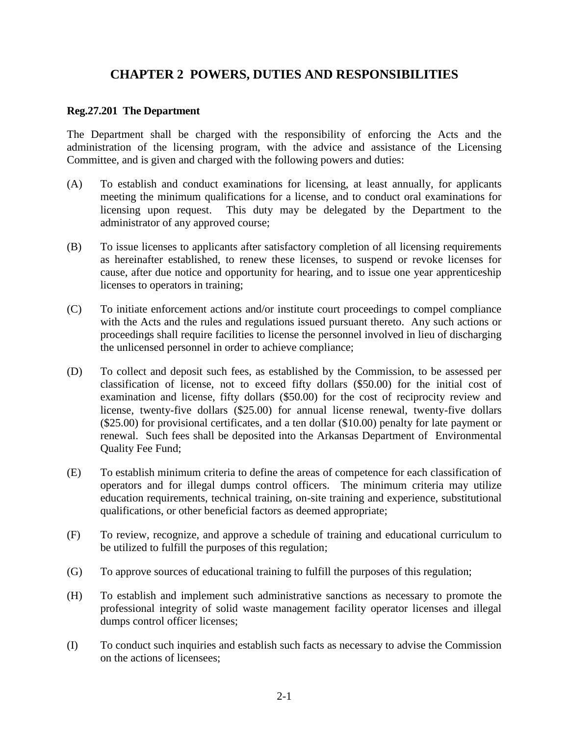# CHAPTER 2 POWERS, DUTIES AND RESPONSIBILITIES

**Reg.27.201 The Department**

The Department shall be charged with the responsibility of enforcing the Acts and the administration of the licensing program, with the advice and assistance of the Licensing Committee, and is given and charged with the following powers and duties:

(A) To establish and conduct examinations for licensing, at least annually, for applicants meeting the minimum qualifications for a license, and to conduct oral examinations for licensing upon request. This duty may be delegated by the Department to the administrator of any approved course;

(B) To issue licenses to applicants after satisfactory completion of all licensing requirements as hereinafter established, to renew these licenses, to suspend or revoke licenses for cause, after due notice and opportunity for hearing, and to issue one year apprenticeship licenses to operators in training;

(C) To initiate enforcement actions and/or institute court proceedings to compel compliance with the Acts and the rules and regulations issued pursuant thereto. Any such actions or proceedings shall require facilities to license the personnel involved in lieu of discharging the unlicensed personnel in order to achieve compliance;

(D) To collect and deposit such fees, as established by the Commission, to be assessed per classification of license, not to exceed fifty dollars ($50.00) for the initial cost of examination and license, fifty dollars ($50.00) for the cost of reciprocity review and license, twenty-five dollars ($25.00) for annual license renewal, twenty-five dollars ($25.00) for provisional certificates, and a ten dollar ($10.00) penalty for late payment or renewal. Such fees shall be deposited into the Arkansas Department of Environmental Quality Fee Fund;

(E) To establish minimum criteria to define the areas of competence for each classification of operators and for illegal dumps control officers. The minimum criteria may utilize education requirements, technical training, on-site training and experience, substitutional qualifications, or other beneficial factors as deemed appropriate;

(F) To review, recognize, and approve a schedule of training and educational curriculum to be utilized to fulfill the purposes of this regulation;

(G) To approve sources of educational training to fulfill the purposes of this regulation;

(H) To establish and implement such administrative sanctions as necessary to promote the professional integrity of solid waste management facility operator licenses and illegal dumps control officer licenses;

(I) To conduct such inquiries and establish such facts as necessary to advise the Commission on the actions of licensees;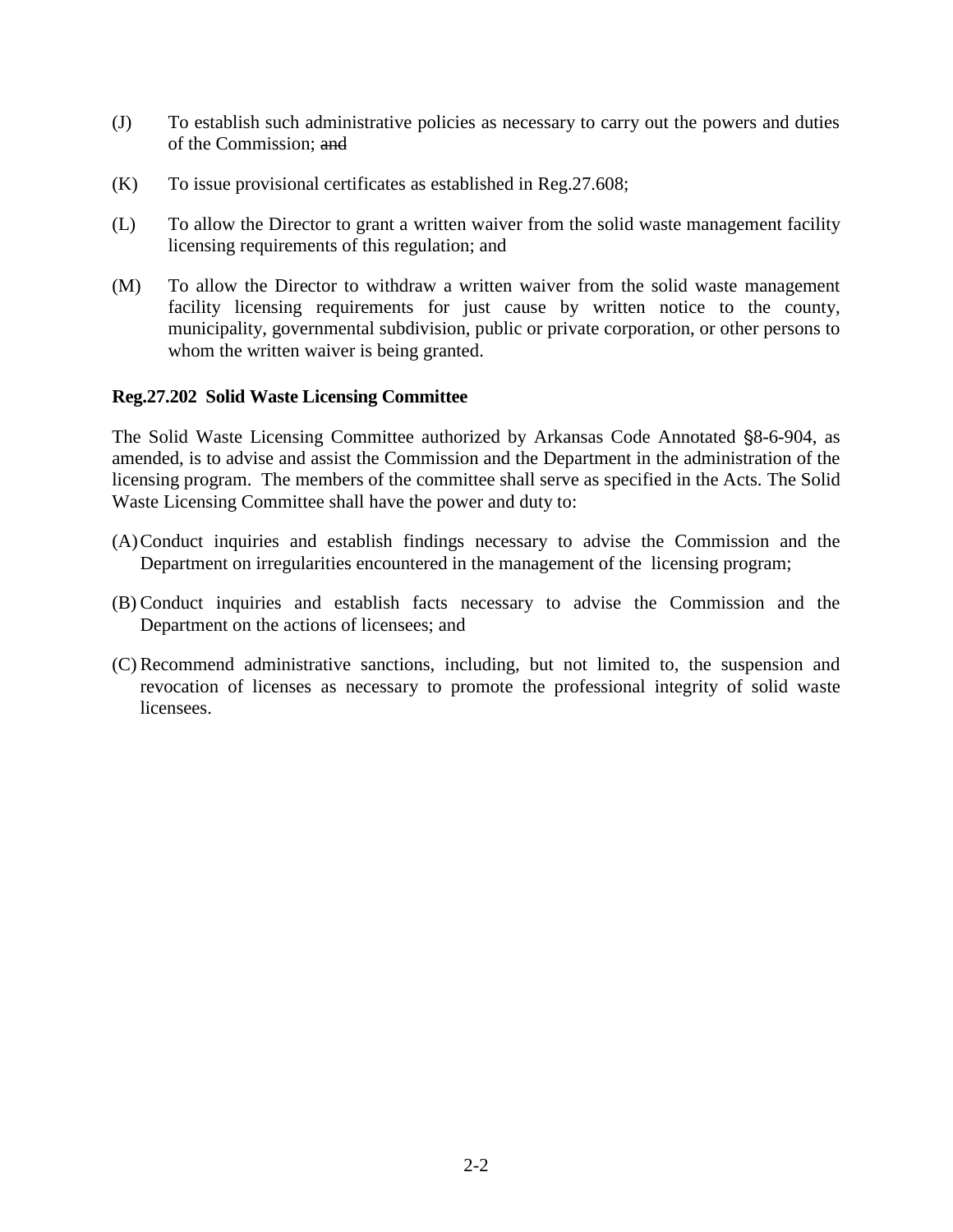(J) To establish such administrative policies as necessary to carry out the powers and duties of the Commission; ~~and~~

(K) To issue provisional certificates as established in Reg.27.608;

(L) To allow the Director to grant a written waiver from the solid waste management facility licensing requirements of this regulation; and

(M) To allow the Director to withdraw a written waiver from the solid waste management facility licensing requirements for just cause by written notice to the county, municipality, governmental subdivision, public or private corporation, or other persons to whom the written waiver is being granted.

**Reg.27.202 Solid Waste Licensing Committee**

The Solid Waste Licensing Committee authorized by Arkansas Code Annotated §8-6-904, as amended, is to advise and assist the Commission and the Department in the administration of the licensing program. The members of the committee shall serve as specified in the Acts. The Solid Waste Licensing Committee shall have the power and duty to:

(A) Conduct inquiries and establish findings necessary to advise the Commission and the Department on irregularities encountered in the management of the licensing program;

(B) Conduct inquiries and establish facts necessary to advise the Commission and the Department on the actions of licensees; and

(C) Recommend administrative sanctions, including, but not limited to, the suspension and revocation of licenses as necessary to promote the professional integrity of solid waste licensees.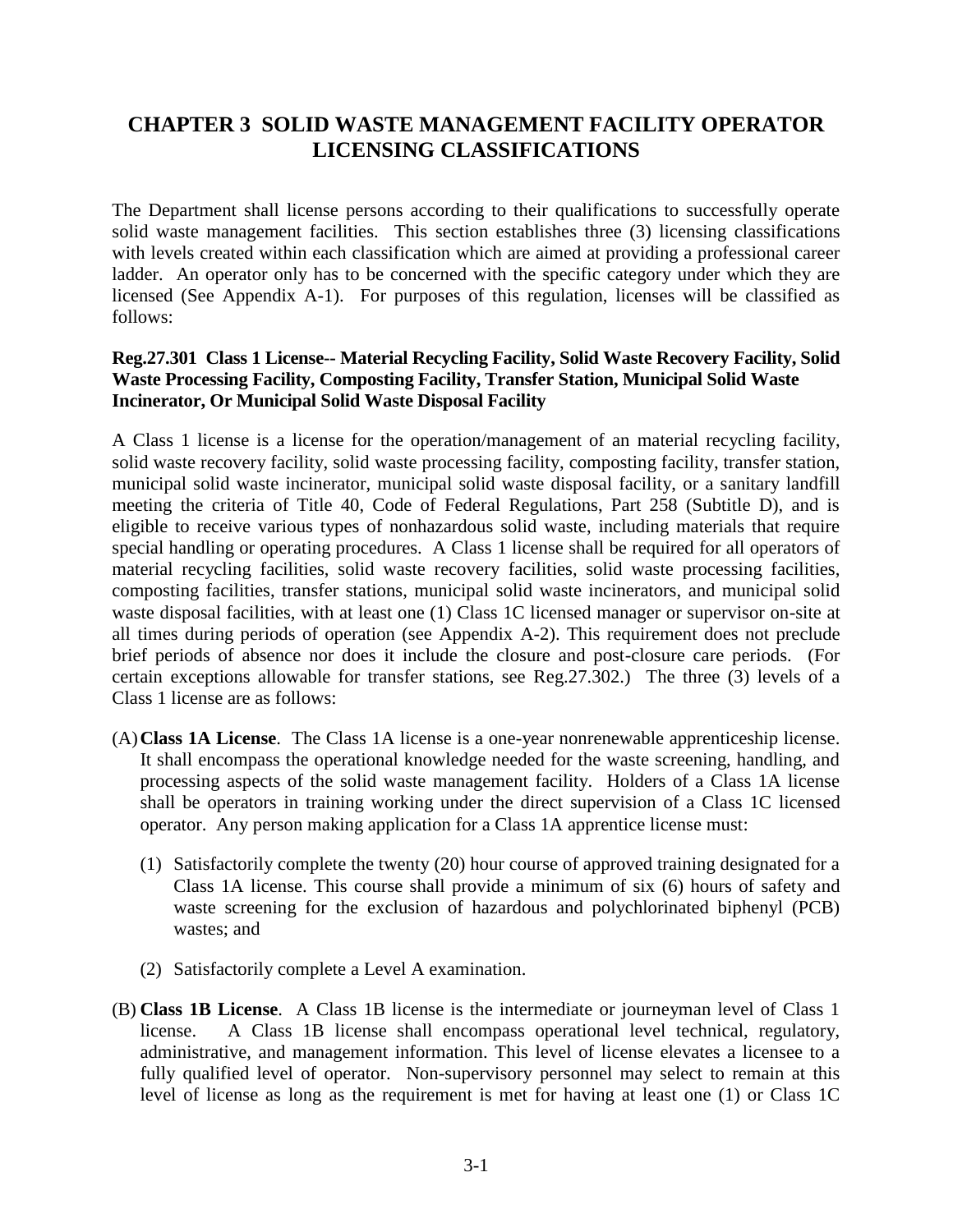# CHAPTER 3 SOLID WASTE MANAGEMENT FACILITY OPERATOR LICENSING CLASSIFICATIONS

The Department shall license persons according to their qualifications to successfully operate solid waste management facilities. This section establishes three (3) licensing classifications with levels created within each classification which are aimed at providing a professional career ladder. An operator only has to be concerned with the specific category under which they are licensed (See Appendix A-1). For purposes of this regulation, licenses will be classified as follows:

**Reg.27.301 Class 1 License-- Material Recycling Facility, Solid Waste Recovery Facility, Solid Waste Processing Facility, Composting Facility, Transfer Station, Municipal Solid Waste Incinerator, Or Municipal Solid Waste Disposal Facility**

A Class 1 license is a license for the operation/management of an material recycling facility, solid waste recovery facility, solid waste processing facility, composting facility, transfer station, municipal solid waste incinerator, municipal solid waste disposal facility, or a sanitary landfill meeting the criteria of Title 40, Code of Federal Regulations, Part 258 (Subtitle D), and is eligible to receive various types of nonhazardous solid waste, including materials that require special handling or operating procedures. A Class 1 license shall be required for all operators of material recycling facilities, solid waste recovery facilities, solid waste processing facilities, composting facilities, transfer stations, municipal solid waste incinerators, and municipal solid waste disposal facilities, with at least one (1) Class 1C licensed manager or supervisor on-site at all times during periods of operation (see Appendix A-2). This requirement does not preclude brief periods of absence nor does it include the closure and post-closure care periods. (For certain exceptions allowable for transfer stations, see Reg.27.302.) The three (3) levels of a Class 1 license are as follows:

(A) **Class 1A License**. The Class 1A license is a one-year nonrenewable apprenticeship license. It shall encompass the operational knowledge needed for the waste screening, handling, and processing aspects of the solid waste management facility. Holders of a Class 1A license shall be operators in training working under the direct supervision of a Class 1C licensed operator. Any person making application for a Class 1A apprentice license must:

   (1) Satisfactorily complete the twenty (20) hour course of approved training designated for a Class 1A license. This course shall provide a minimum of six (6) hours of safety and waste screening for the exclusion of hazardous and polychlorinated biphenyl (PCB) wastes; and

   (2) Satisfactorily complete a Level A examination.

(B) **Class 1B License**. A Class 1B license is the intermediate or journeyman level of Class 1 license. A Class 1B license shall encompass operational level technical, regulatory, administrative, and management information. This level of license elevates a licensee to a fully qualified level of operator. Non-supervisory personnel may select to remain at this level of license as long as the requirement is met for having at least one (1) or Class 1C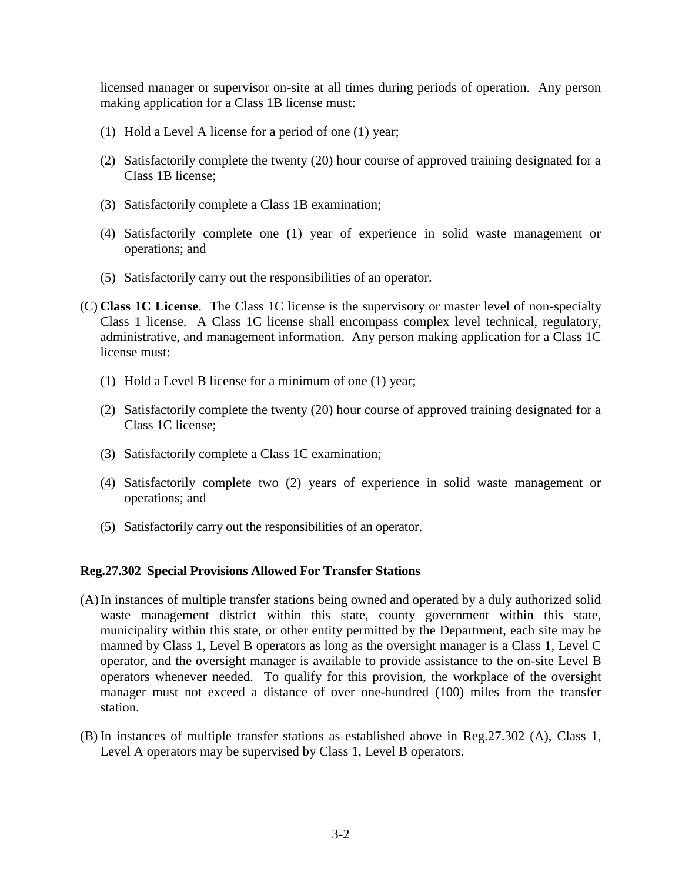licensed manager or supervisor on-site at all times during periods of operation. Any person making application for a Class 1B license must:

(1) Hold a Level A license for a period of one (1) year;

(2) Satisfactorily complete the twenty (20) hour course of approved training designated for a Class 1B license;

(3) Satisfactorily complete a Class 1B examination;

(4) Satisfactorily complete one (1) year of experience in solid waste management or operations; and

(5) Satisfactorily carry out the responsibilities of an operator.

(C) **Class 1C License**. The Class 1C license is the supervisory or master level of non-specialty Class 1 license. A Class 1C license shall encompass complex level technical, regulatory, administrative, and management information. Any person making application for a Class 1C license must:

(1) Hold a Level B license for a minimum of one (1) year;

(2) Satisfactorily complete the twenty (20) hour course of approved training designated for a Class 1C license;

(3) Satisfactorily complete a Class 1C examination;

(4) Satisfactorily complete two (2) years of experience in solid waste management or operations; and

(5) Satisfactorily carry out the responsibilities of an operator.

### Reg.27.302 Special Provisions Allowed For Transfer Stations

(A) In instances of multiple transfer stations being owned and operated by a duly authorized solid waste management district within this state, county government within this state, municipality within this state, or other entity permitted by the Department, each site may be manned by Class 1, Level B operators as long as the oversight manager is a Class 1, Level C operator, and the oversight manager is available to provide assistance to the on-site Level B operators whenever needed. To qualify for this provision, the workplace of the oversight manager must not exceed a distance of over one-hundred (100) miles from the transfer station.

(B) In instances of multiple transfer stations as established above in Reg.27.302 (A), Class 1, Level A operators may be supervised by Class 1, Level B operators.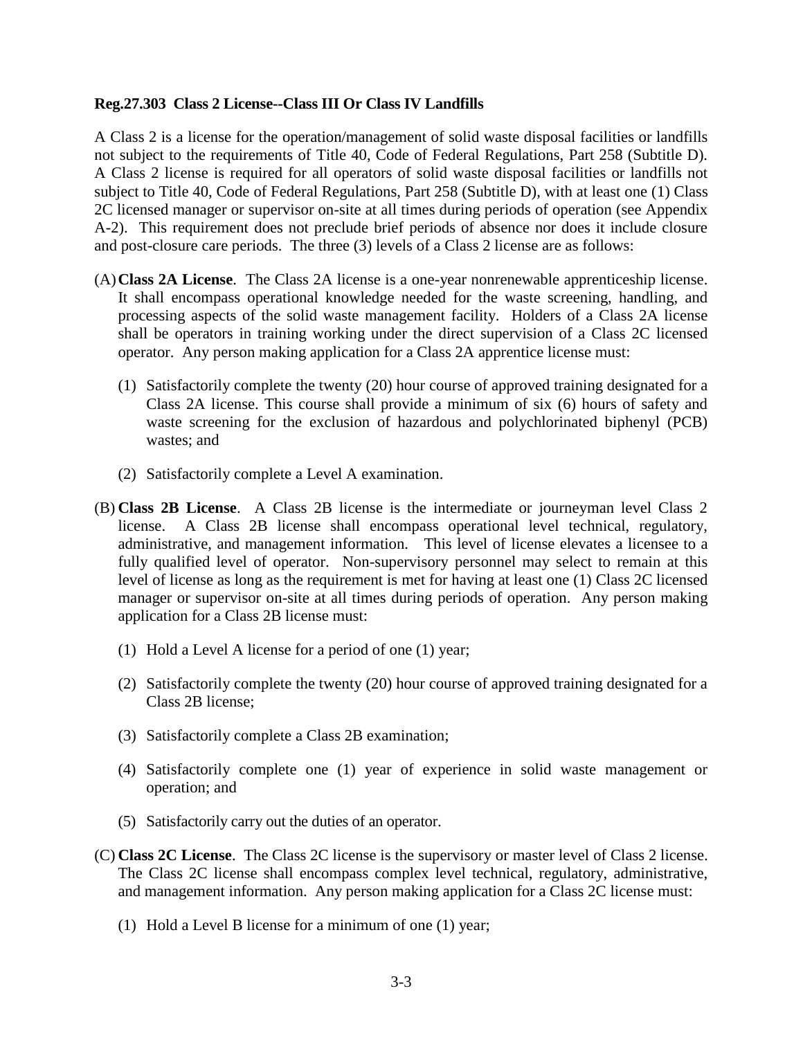**Reg.27.303 Class 2 License--Class III Or Class IV Landfills**

A Class 2 is a license for the operation/management of solid waste disposal facilities or landfills not subject to the requirements of Title 40, Code of Federal Regulations, Part 258 (Subtitle D). A Class 2 license is required for all operators of solid waste disposal facilities or landfills not subject to Title 40, Code of Federal Regulations, Part 258 (Subtitle D), with at least one (1) Class 2C licensed manager or supervisor on-site at all times during periods of operation (see Appendix A-2). This requirement does not preclude brief periods of absence nor does it include closure and post-closure care periods. The three (3) levels of a Class 2 license are as follows:

(A) **Class 2A License**. The Class 2A license is a one-year nonrenewable apprenticeship license. It shall encompass operational knowledge needed for the waste screening, handling, and processing aspects of the solid waste management facility. Holders of a Class 2A license shall be operators in training working under the direct supervision of a Class 2C licensed operator. Any person making application for a Class 2A apprentice license must:

   (1) Satisfactorily complete the twenty (20) hour course of approved training designated for a Class 2A license. This course shall provide a minimum of six (6) hours of safety and waste screening for the exclusion of hazardous and polychlorinated biphenyl (PCB) wastes; and

   (2) Satisfactorily complete a Level A examination.

(B) **Class 2B License**. A Class 2B license is the intermediate or journeyman level Class 2 license. A Class 2B license shall encompass operational level technical, regulatory, administrative, and management information. This level of license elevates a licensee to a fully qualified level of operator. Non-supervisory personnel may select to remain at this level of license as long as the requirement is met for having at least one (1) Class 2C licensed manager or supervisor on-site at all times during periods of operation. Any person making application for a Class 2B license must:

   (1) Hold a Level A license for a period of one (1) year;

   (2) Satisfactorily complete the twenty (20) hour course of approved training designated for a Class 2B license;

   (3) Satisfactorily complete a Class 2B examination;

   (4) Satisfactorily complete one (1) year of experience in solid waste management or operation; and

   (5) Satisfactorily carry out the duties of an operator.

(C) **Class 2C License**. The Class 2C license is the supervisory or master level of Class 2 license. The Class 2C license shall encompass complex level technical, regulatory, administrative, and management information. Any person making application for a Class 2C license must:

   (1) Hold a Level B license for a minimum of one (1) year;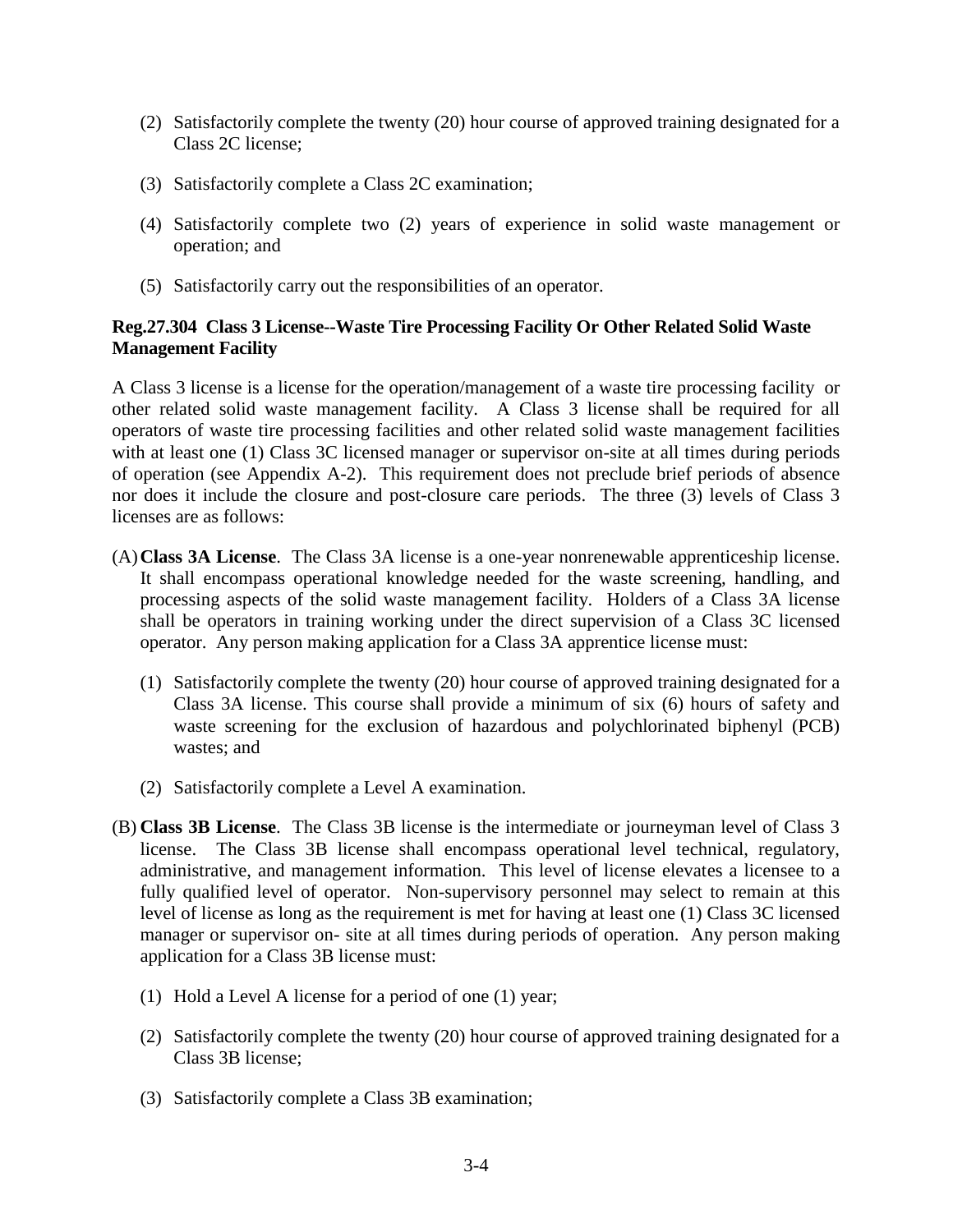(2) Satisfactorily complete the twenty (20) hour course of approved training designated for a Class 2C license;

(3) Satisfactorily complete a Class 2C examination;

(4) Satisfactorily complete two (2) years of experience in solid waste management or operation; and

(5) Satisfactorily carry out the responsibilities of an operator.

**Reg.27.304 Class 3 License--Waste Tire Processing Facility Or Other Related Solid Waste Management Facility**

A Class 3 license is a license for the operation/management of a waste tire processing facility or other related solid waste management facility. A Class 3 license shall be required for all operators of waste tire processing facilities and other related solid waste management facilities with at least one (1) Class 3C licensed manager or supervisor on-site at all times during periods of operation (see Appendix A-2). This requirement does not preclude brief periods of absence nor does it include the closure and post-closure care periods. The three (3) levels of Class 3 licenses are as follows:

(A) **Class 3A License**. The Class 3A license is a one-year nonrenewable apprenticeship license. It shall encompass operational knowledge needed for the waste screening, handling, and processing aspects of the solid waste management facility. Holders of a Class 3A license shall be operators in training working under the direct supervision of a Class 3C licensed operator. Any person making application for a Class 3A apprentice license must:

  (1) Satisfactorily complete the twenty (20) hour course of approved training designated for a Class 3A license. This course shall provide a minimum of six (6) hours of safety and waste screening for the exclusion of hazardous and polychlorinated biphenyl (PCB) wastes; and

  (2) Satisfactorily complete a Level A examination.

(B) **Class 3B License**. The Class 3B license is the intermediate or journeyman level of Class 3 license. The Class 3B license shall encompass operational level technical, regulatory, administrative, and management information. This level of license elevates a licensee to a fully qualified level of operator. Non-supervisory personnel may select to remain at this level of license as long as the requirement is met for having at least one (1) Class 3C licensed manager or supervisor on- site at all times during periods of operation. Any person making application for a Class 3B license must:

  (1) Hold a Level A license for a period of one (1) year;

  (2) Satisfactorily complete the twenty (20) hour course of approved training designated for a Class 3B license;

  (3) Satisfactorily complete a Class 3B examination;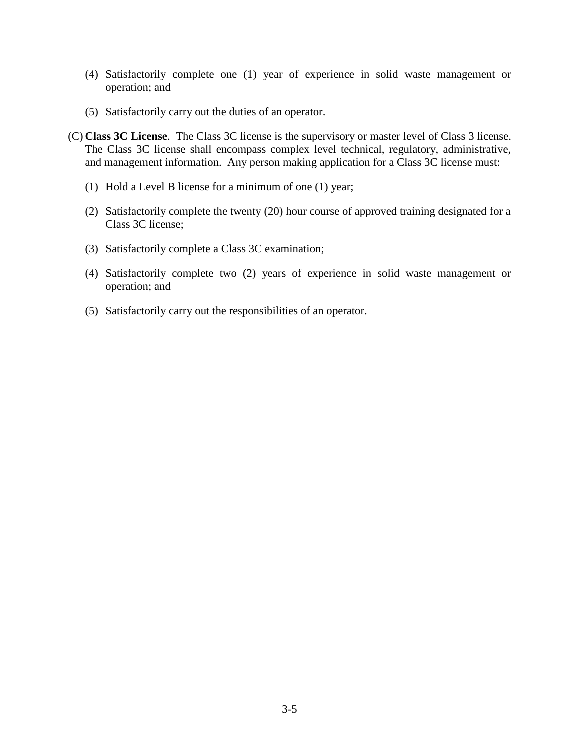(4) Satisfactorily complete one (1) year of experience in solid waste management or operation; and

(5) Satisfactorily carry out the duties of an operator.

(C) **Class 3C License**. The Class 3C license is the supervisory or master level of Class 3 license. The Class 3C license shall encompass complex level technical, regulatory, administrative, and management information. Any person making application for a Class 3C license must:

(1) Hold a Level B license for a minimum of one (1) year;

(2) Satisfactorily complete the twenty (20) hour course of approved training designated for a Class 3C license;

(3) Satisfactorily complete a Class 3C examination;

(4) Satisfactorily complete two (2) years of experience in solid waste management or operation; and

(5) Satisfactorily carry out the responsibilities of an operator.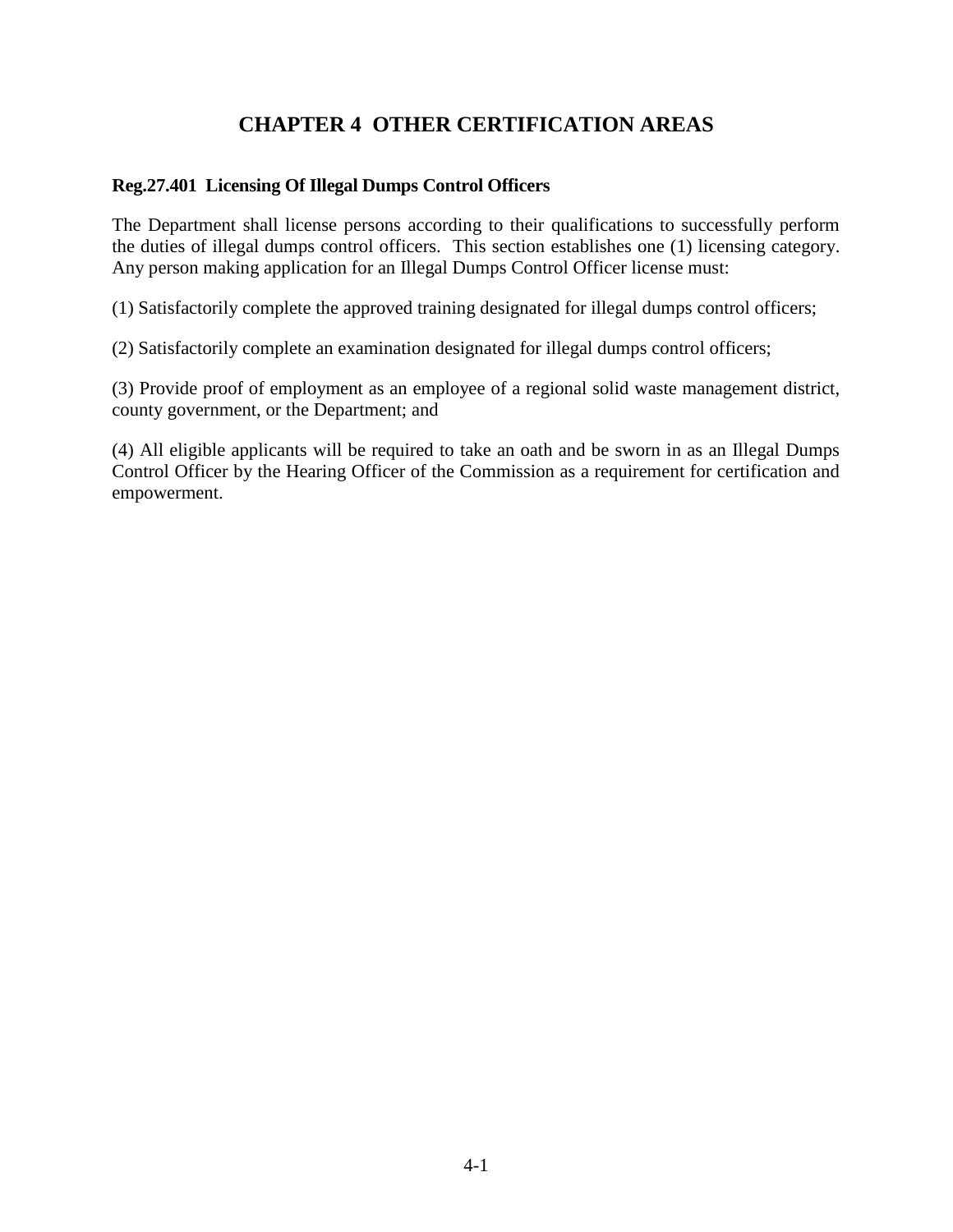# CHAPTER 4 OTHER CERTIFICATION AREAS

**Reg.27.401 Licensing Of Illegal Dumps Control Officers**

The Department shall license persons according to their qualifications to successfully perform the duties of illegal dumps control officers. This section establishes one (1) licensing category. Any person making application for an Illegal Dumps Control Officer license must:

(1) Satisfactorily complete the approved training designated for illegal dumps control officers;

(2) Satisfactorily complete an examination designated for illegal dumps control officers;

(3) Provide proof of employment as an employee of a regional solid waste management district, county government, or the Department; and

(4) All eligible applicants will be required to take an oath and be sworn in as an Illegal Dumps Control Officer by the Hearing Officer of the Commission as a requirement for certification and empowerment.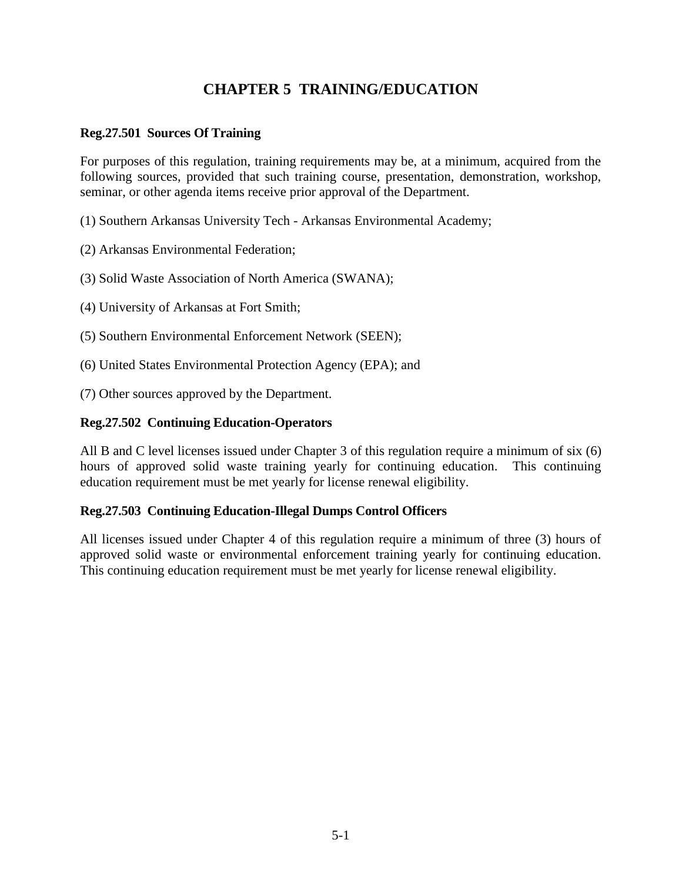# CHAPTER 5 TRAINING/EDUCATION

**Reg.27.501 Sources Of Training**

For purposes of this regulation, training requirements may be, at a minimum, acquired from the following sources, provided that such training course, presentation, demonstration, workshop, seminar, or other agenda items receive prior approval of the Department.

(1) Southern Arkansas University Tech - Arkansas Environmental Academy;

(2) Arkansas Environmental Federation;

(3) Solid Waste Association of North America (SWANA);

(4) University of Arkansas at Fort Smith;

(5) Southern Environmental Enforcement Network (SEEN);

(6) United States Environmental Protection Agency (EPA); and

(7) Other sources approved by the Department.

**Reg.27.502 Continuing Education-Operators**

All B and C level licenses issued under Chapter 3 of this regulation require a minimum of six (6) hours of approved solid waste training yearly for continuing education. This continuing education requirement must be met yearly for license renewal eligibility.

**Reg.27.503 Continuing Education-Illegal Dumps Control Officers**

All licenses issued under Chapter 4 of this regulation require a minimum of three (3) hours of approved solid waste or environmental enforcement training yearly for continuing education. This continuing education requirement must be met yearly for license renewal eligibility.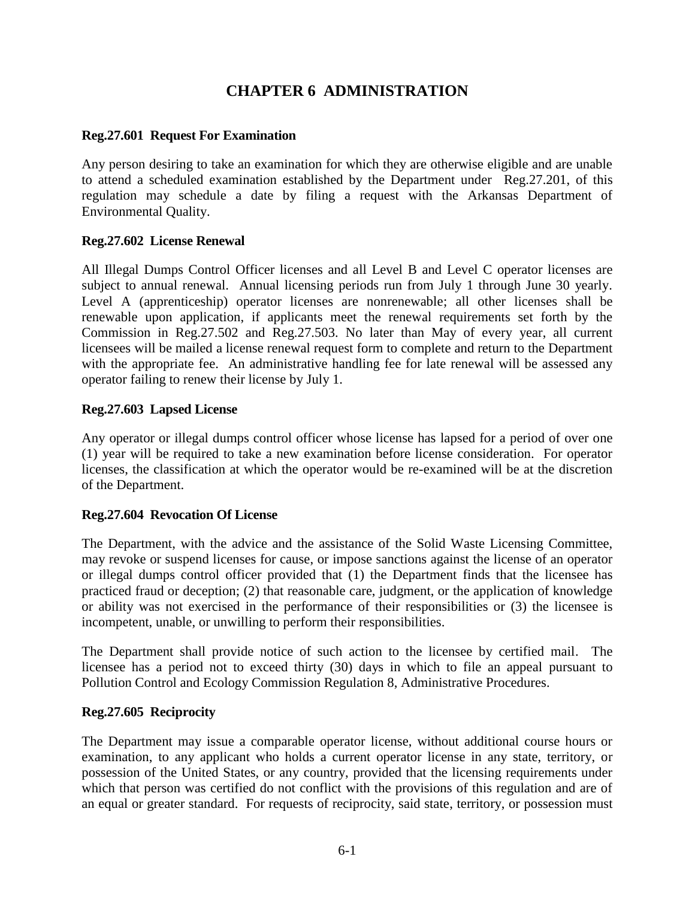# CHAPTER 6 ADMINISTRATION

**Reg.27.601 Request For Examination**

Any person desiring to take an examination for which they are otherwise eligible and are unable to attend a scheduled examination established by the Department under Reg.27.201, of this regulation may schedule a date by filing a request with the Arkansas Department of Environmental Quality.

**Reg.27.602 License Renewal**

All Illegal Dumps Control Officer licenses and all Level B and Level C operator licenses are subject to annual renewal. Annual licensing periods run from July 1 through June 30 yearly. Level A (apprenticeship) operator licenses are nonrenewable; all other licenses shall be renewable upon application, if applicants meet the renewal requirements set forth by the Commission in Reg.27.502 and Reg.27.503. No later than May of every year, all current licensees will be mailed a license renewal request form to complete and return to the Department with the appropriate fee. An administrative handling fee for late renewal will be assessed any operator failing to renew their license by July 1.

**Reg.27.603 Lapsed License**

Any operator or illegal dumps control officer whose license has lapsed for a period of over one (1) year will be required to take a new examination before license consideration. For operator licenses, the classification at which the operator would be re-examined will be at the discretion of the Department.

**Reg.27.604 Revocation Of License**

The Department, with the advice and the assistance of the Solid Waste Licensing Committee, may revoke or suspend licenses for cause, or impose sanctions against the license of an operator or illegal dumps control officer provided that (1) the Department finds that the licensee has practiced fraud or deception; (2) that reasonable care, judgment, or the application of knowledge or ability was not exercised in the performance of their responsibilities or (3) the licensee is incompetent, unable, or unwilling to perform their responsibilities.

The Department shall provide notice of such action to the licensee by certified mail. The licensee has a period not to exceed thirty (30) days in which to file an appeal pursuant to Pollution Control and Ecology Commission Regulation 8, Administrative Procedures.

**Reg.27.605 Reciprocity**

The Department may issue a comparable operator license, without additional course hours or examination, to any applicant who holds a current operator license in any state, territory, or possession of the United States, or any country, provided that the licensing requirements under which that person was certified do not conflict with the provisions of this regulation and are of an equal or greater standard. For requests of reciprocity, said state, territory, or possession must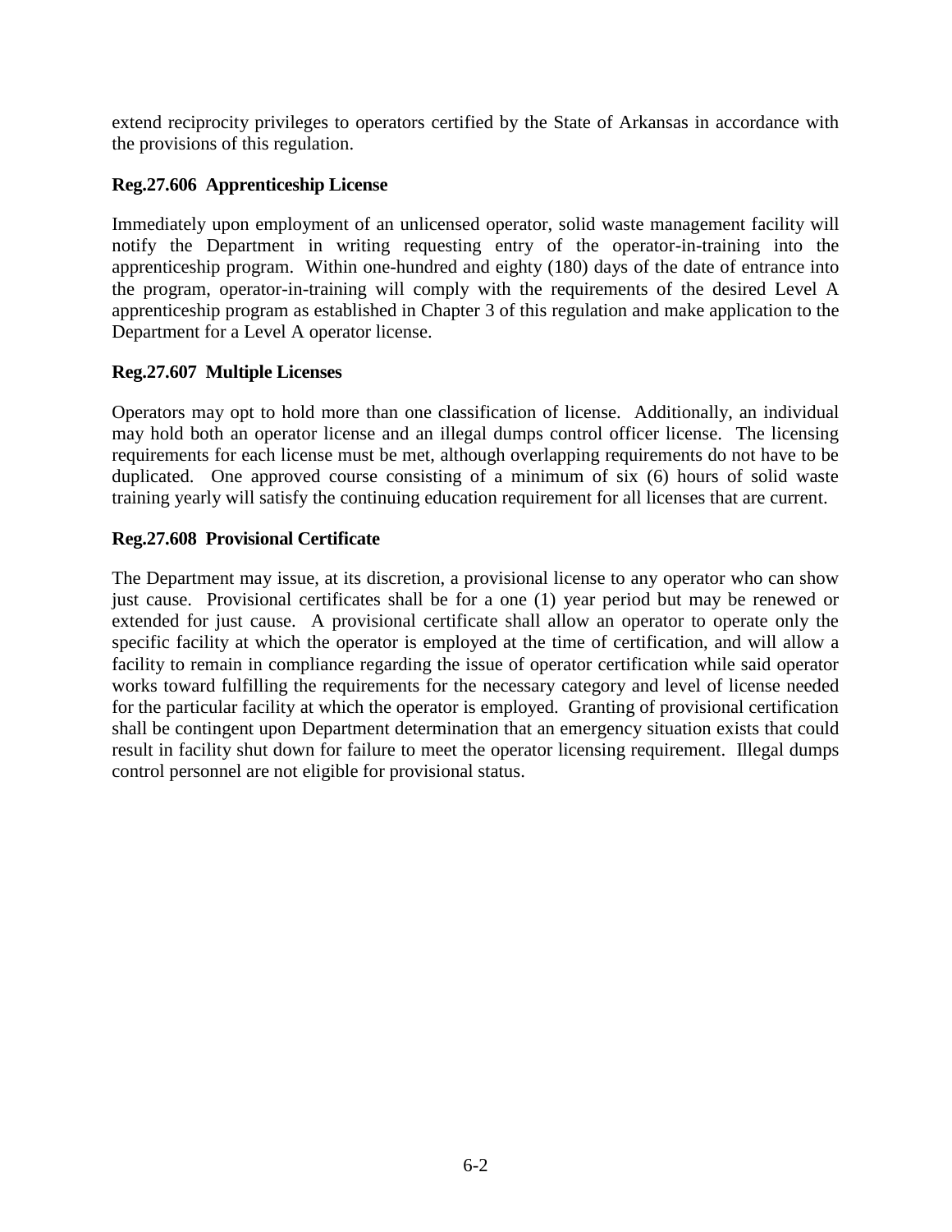extend reciprocity privileges to operators certified by the State of Arkansas in accordance with the provisions of this regulation.

**Reg.27.606 Apprenticeship License**

Immediately upon employment of an unlicensed operator, solid waste management facility will notify the Department in writing requesting entry of the operator-in-training into the apprenticeship program. Within one-hundred and eighty (180) days of the date of entrance into the program, operator-in-training will comply with the requirements of the desired Level A apprenticeship program as established in Chapter 3 of this regulation and make application to the Department for a Level A operator license.

**Reg.27.607 Multiple Licenses**

Operators may opt to hold more than one classification of license. Additionally, an individual may hold both an operator license and an illegal dumps control officer license. The licensing requirements for each license must be met, although overlapping requirements do not have to be duplicated. One approved course consisting of a minimum of six (6) hours of solid waste training yearly will satisfy the continuing education requirement for all licenses that are current.

**Reg.27.608 Provisional Certificate**

The Department may issue, at its discretion, a provisional license to any operator who can show just cause. Provisional certificates shall be for a one (1) year period but may be renewed or extended for just cause. A provisional certificate shall allow an operator to operate only the specific facility at which the operator is employed at the time of certification, and will allow a facility to remain in compliance regarding the issue of operator certification while said operator works toward fulfilling the requirements for the necessary category and level of license needed for the particular facility at which the operator is employed. Granting of provisional certification shall be contingent upon Department determination that an emergency situation exists that could result in facility shut down for failure to meet the operator licensing requirement. Illegal dumps control personnel are not eligible for provisional status.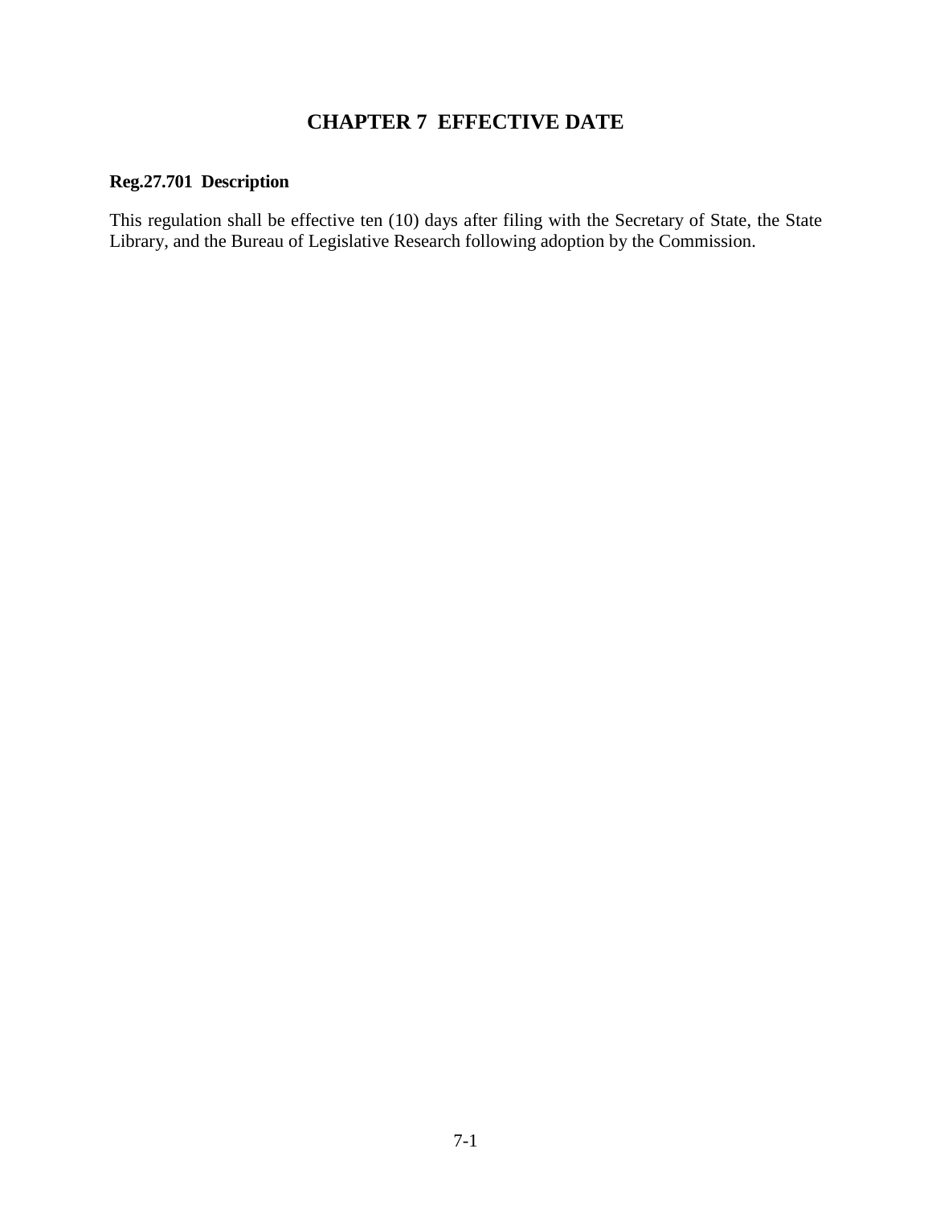# CHAPTER 7  EFFECTIVE DATE

**Reg.27.701  Description**

This regulation shall be effective ten (10) days after filing with the Secretary of State, the State Library, and the Bureau of Legislative Research following adoption by the Commission.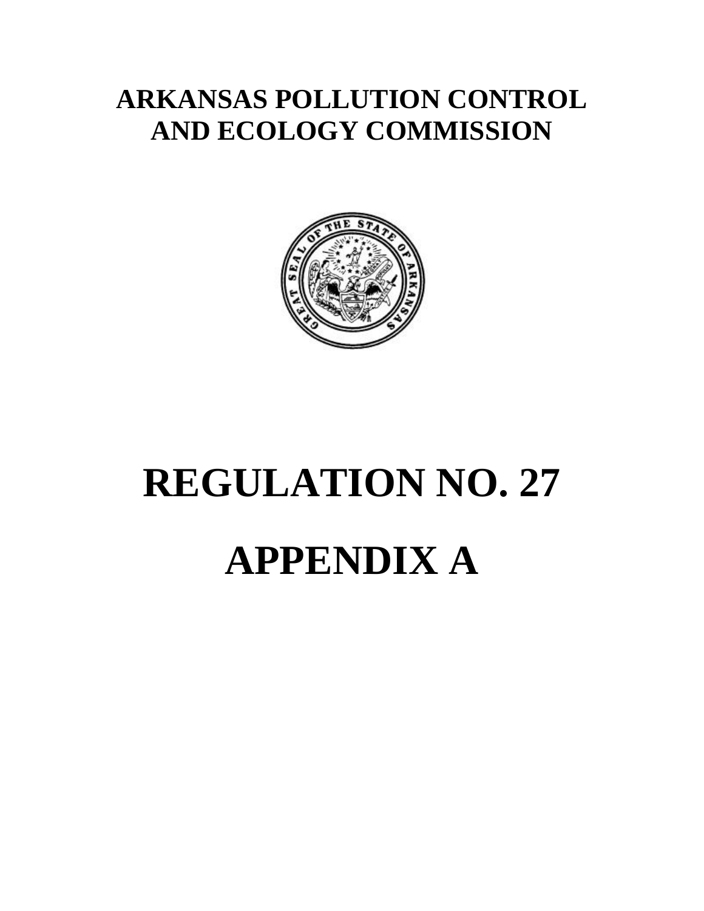# ARKANSAS POLLUTION CONTROL AND ECOLOGY COMMISSION

# REGULATION NO. 27

# APPENDIX A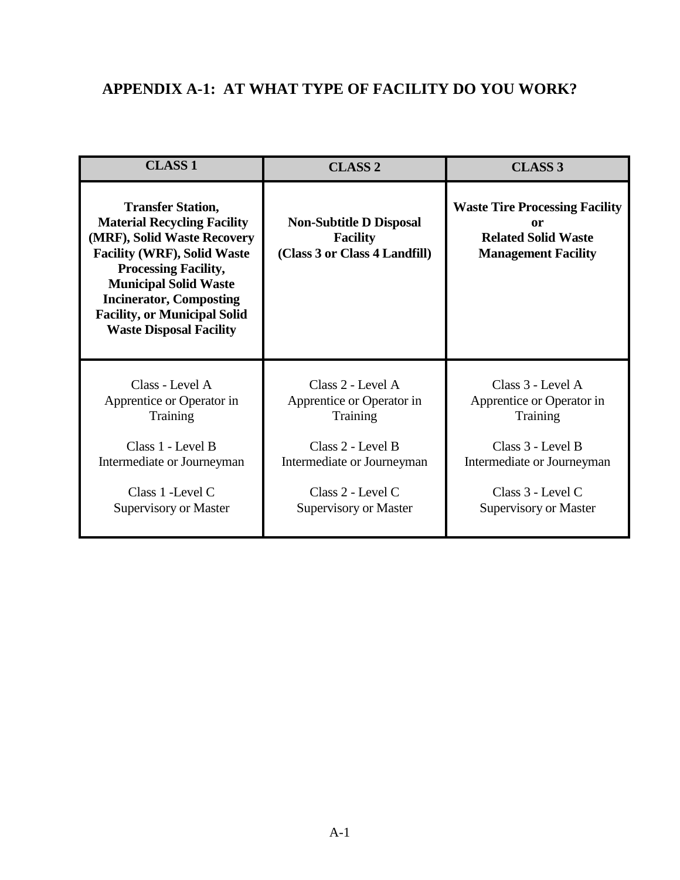# APPENDIX A-1: AT WHAT TYPE OF FACILITY DO YOU WORK?

| CLASS 1 | CLASS 2 | CLASS 3 |
|---|---|---|
| **Transfer Station, Material Recycling Facility (MRF), Solid Waste Recovery Facility (WRF), Solid Waste Processing Facility, Municipal Solid Waste Incinerator, Composting Facility, or Municipal Solid Waste Disposal Facility** | **Non-Subtitle D Disposal Facility (Class 3 or Class 4 Landfill)** | **Waste Tire Processing Facility or Related Solid Waste Management Facility** |
| Class - Level A<br>Apprentice or Operator in Training<br><br>Class 1 - Level B<br>Intermediate or Journeyman<br><br>Class 1 -Level C<br>Supervisory or Master | Class 2 - Level A<br>Apprentice or Operator in Training<br><br>Class 2 - Level B<br>Intermediate or Journeyman<br><br>Class 2 - Level C<br>Supervisory or Master | Class 3 - Level A<br>Apprentice or Operator in Training<br><br>Class 3 - Level B<br>Intermediate or Journeyman<br><br>Class 3 - Level C<br>Supervisory or Master |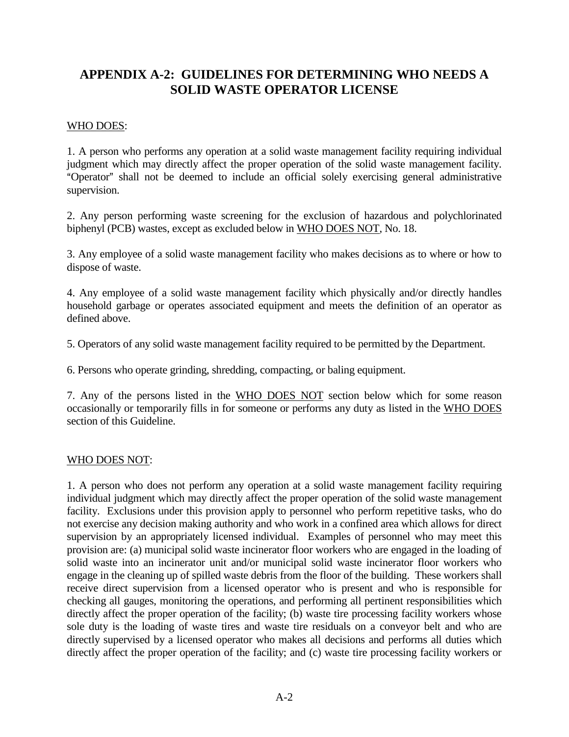# APPENDIX A-2: GUIDELINES FOR DETERMINING WHO NEEDS A SOLID WASTE OPERATOR LICENSE

WHO DOES:

1. A person who performs any operation at a solid waste management facility requiring individual judgment which may directly affect the proper operation of the solid waste management facility. "Operator" shall not be deemed to include an official solely exercising general administrative supervision.

2. Any person performing waste screening for the exclusion of hazardous and polychlorinated biphenyl (PCB) wastes, except as excluded below in WHO DOES NOT, No. 18.

3. Any employee of a solid waste management facility who makes decisions as to where or how to dispose of waste.

4. Any employee of a solid waste management facility which physically and/or directly handles household garbage or operates associated equipment and meets the definition of an operator as defined above.

5. Operators of any solid waste management facility required to be permitted by the Department.

6. Persons who operate grinding, shredding, compacting, or baling equipment.

7. Any of the persons listed in the WHO DOES NOT section below which for some reason occasionally or temporarily fills in for someone or performs any duty as listed in the WHO DOES section of this Guideline.

WHO DOES NOT:

1. A person who does not perform any operation at a solid waste management facility requiring individual judgment which may directly affect the proper operation of the solid waste management facility. Exclusions under this provision apply to personnel who perform repetitive tasks, who do not exercise any decision making authority and who work in a confined area which allows for direct supervision by an appropriately licensed individual. Examples of personnel who may meet this provision are: (a) municipal solid waste incinerator floor workers who are engaged in the loading of solid waste into an incinerator unit and/or municipal solid waste incinerator floor workers who engage in the cleaning up of spilled waste debris from the floor of the building. These workers shall receive direct supervision from a licensed operator who is present and who is responsible for checking all gauges, monitoring the operations, and performing all pertinent responsibilities which directly affect the proper operation of the facility; (b) waste tire processing facility workers whose sole duty is the loading of waste tires and waste tire residuals on a conveyor belt and who are directly supervised by a licensed operator who makes all decisions and performs all duties which directly affect the proper operation of the facility; and (c) waste tire processing facility workers or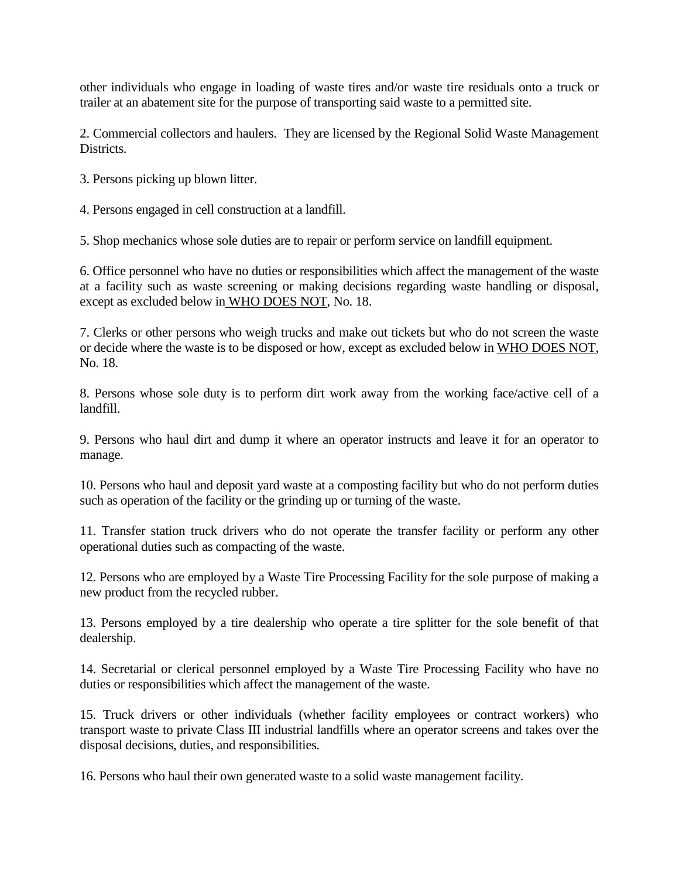other individuals who engage in loading of waste tires and/or waste tire residuals onto a truck or trailer at an abatement site for the purpose of transporting said waste to a permitted site.

2. Commercial collectors and haulers. They are licensed by the Regional Solid Waste Management Districts.

3. Persons picking up blown litter.

4. Persons engaged in cell construction at a landfill.

5. Shop mechanics whose sole duties are to repair or perform service on landfill equipment.

6. Office personnel who have no duties or responsibilities which affect the management of the waste at a facility such as waste screening or making decisions regarding waste handling or disposal, except as excluded below in WHO DOES NOT, No. 18.

7. Clerks or other persons who weigh trucks and make out tickets but who do not screen the waste or decide where the waste is to be disposed or how, except as excluded below in WHO DOES NOT, No. 18.

8. Persons whose sole duty is to perform dirt work away from the working face/active cell of a landfill.

9. Persons who haul dirt and dump it where an operator instructs and leave it for an operator to manage.

10. Persons who haul and deposit yard waste at a composting facility but who do not perform duties such as operation of the facility or the grinding up or turning of the waste.

11. Transfer station truck drivers who do not operate the transfer facility or perform any other operational duties such as compacting of the waste.

12. Persons who are employed by a Waste Tire Processing Facility for the sole purpose of making a new product from the recycled rubber.

13. Persons employed by a tire dealership who operate a tire splitter for the sole benefit of that dealership.

14. Secretarial or clerical personnel employed by a Waste Tire Processing Facility who have no duties or responsibilities which affect the management of the waste.

15. Truck drivers or other individuals (whether facility employees or contract workers) who transport waste to private Class III industrial landfills where an operator screens and takes over the disposal decisions, duties, and responsibilities.

16. Persons who haul their own generated waste to a solid waste management facility.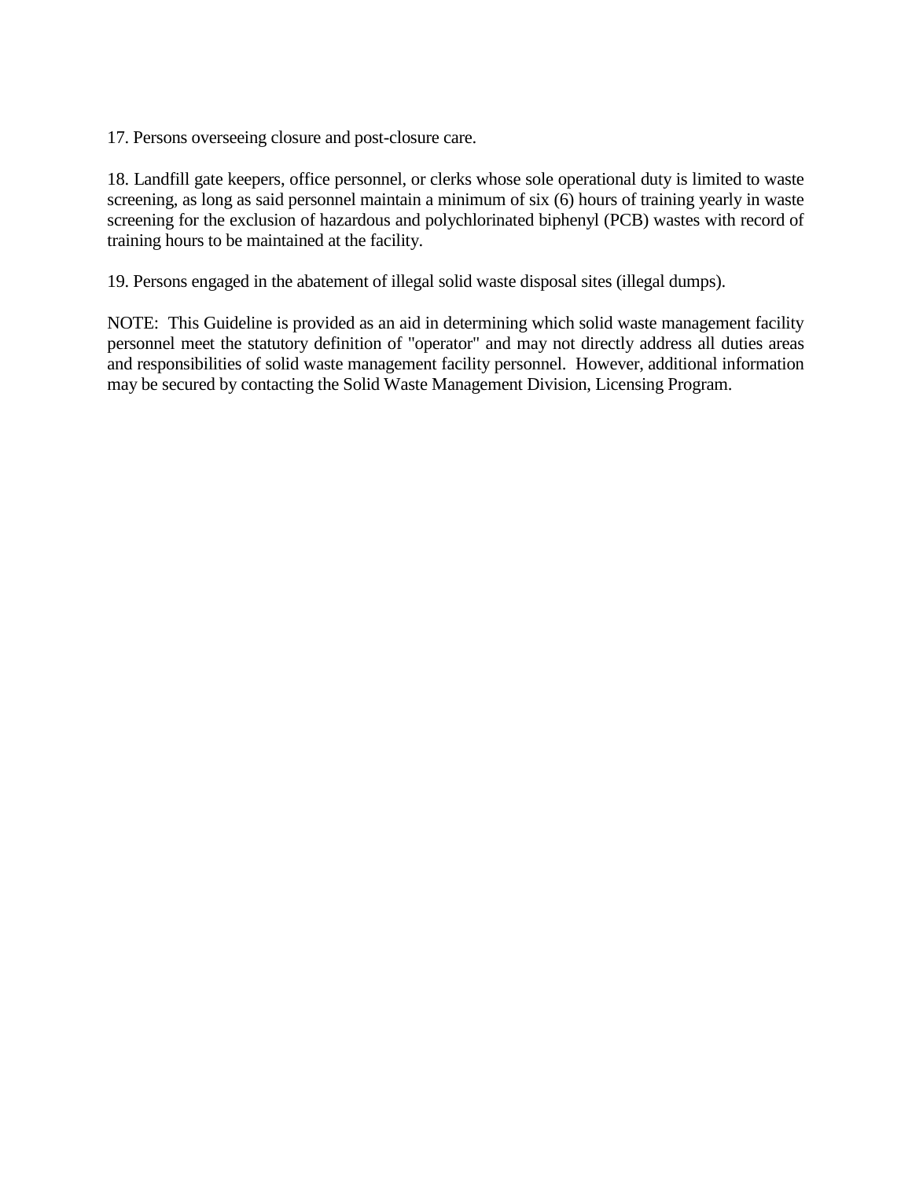17. Persons overseeing closure and post-closure care.

18. Landfill gate keepers, office personnel, or clerks whose sole operational duty is limited to waste screening, as long as said personnel maintain a minimum of six (6) hours of training yearly in waste screening for the exclusion of hazardous and polychlorinated biphenyl (PCB) wastes with record of training hours to be maintained at the facility.

19. Persons engaged in the abatement of illegal solid waste disposal sites (illegal dumps).

NOTE: This Guideline is provided as an aid in determining which solid waste management facility personnel meet the statutory definition of "operator" and may not directly address all duties areas and responsibilities of solid waste management facility personnel. However, additional information may be secured by contacting the Solid Waste Management Division, Licensing Program.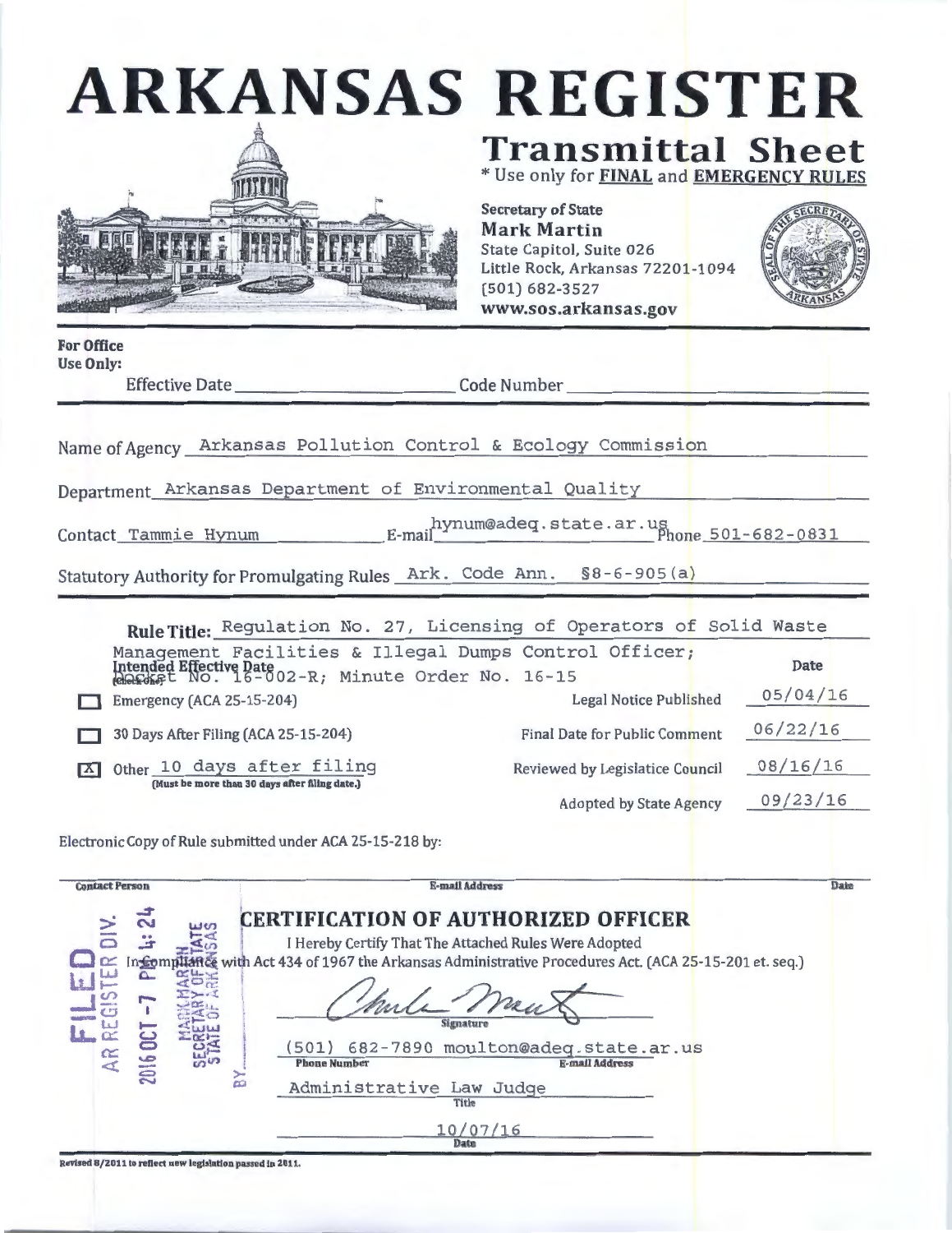# ARKANSAS REGISTER

## Transmittal Sheet

\* Use only for **FINAL** and **EMERGENCY RULES**

Secretary of State
**Mark Martin**
State Capitol, Suite 026
Little Rock, Arkansas 72201-1094
(501) 682-3527
**www.sos.arkansas.gov**

**For Office Use Only:**

Effective Date ____________ Code Number ____________

Name of Agency Arkansas Pollution Control & Ecology Commission

Department Arkansas Department of Environmental Quality

Contact Tammie Hynum E-mail hynum@adeq.state.ar.us Phone 501-682-0831

Statutory Authority for Promulgating Rules Ark. Code Ann. §8-6-905(a)

**Rule Title:** Regulation No. 27, Licensing of Operators of Solid Waste Management Facilities & Illegal Dumps Control Officer; Docket No. 16-002-R; Minute Order No. 16-15

**Intended Effective Date (check one)**

| | | Date |
|---|---|---|
| ☐ Emergency (ACA 25-15-204) | Legal Notice Published | 05/04/16 |
| ☐ 30 Days After Filing (ACA 25-15-204) | Final Date for Public Comment | 06/22/16 |
| ☒ Other 10 days after filing (Must be more than 30 days after filing date.) | Reviewed by Legislatice Council | 08/16/16 |
| | Adopted by State Agency | 09/23/16 |

Electronic Copy of Rule submitted under ACA 25-15-218 by:

Contact Person ____________ E-mail Address ____________ Date ____________

FILED
AR REGISTER DIV.
2016 OCT -7 PM 4:24
MARK MARTIN
SECRETARY OF STATE
STATE OF ARKANSAS
BY ____________

## CERTIFICATION OF AUTHORIZED OFFICER

I Hereby Certify That The Attached Rules Were Adopted
In Compliance with Act 434 of 1967 the Arkansas Administrative Procedures Act. (ACA 25-15-201 et. seq.)

Signature

(501) 682-7890 moulton@adeq.state.ar.us
Phone Number E-mail Address

Administrative Law Judge
Title

10/07/16
Date

Revised 8/2011 to reflect new legislation passed in 2011.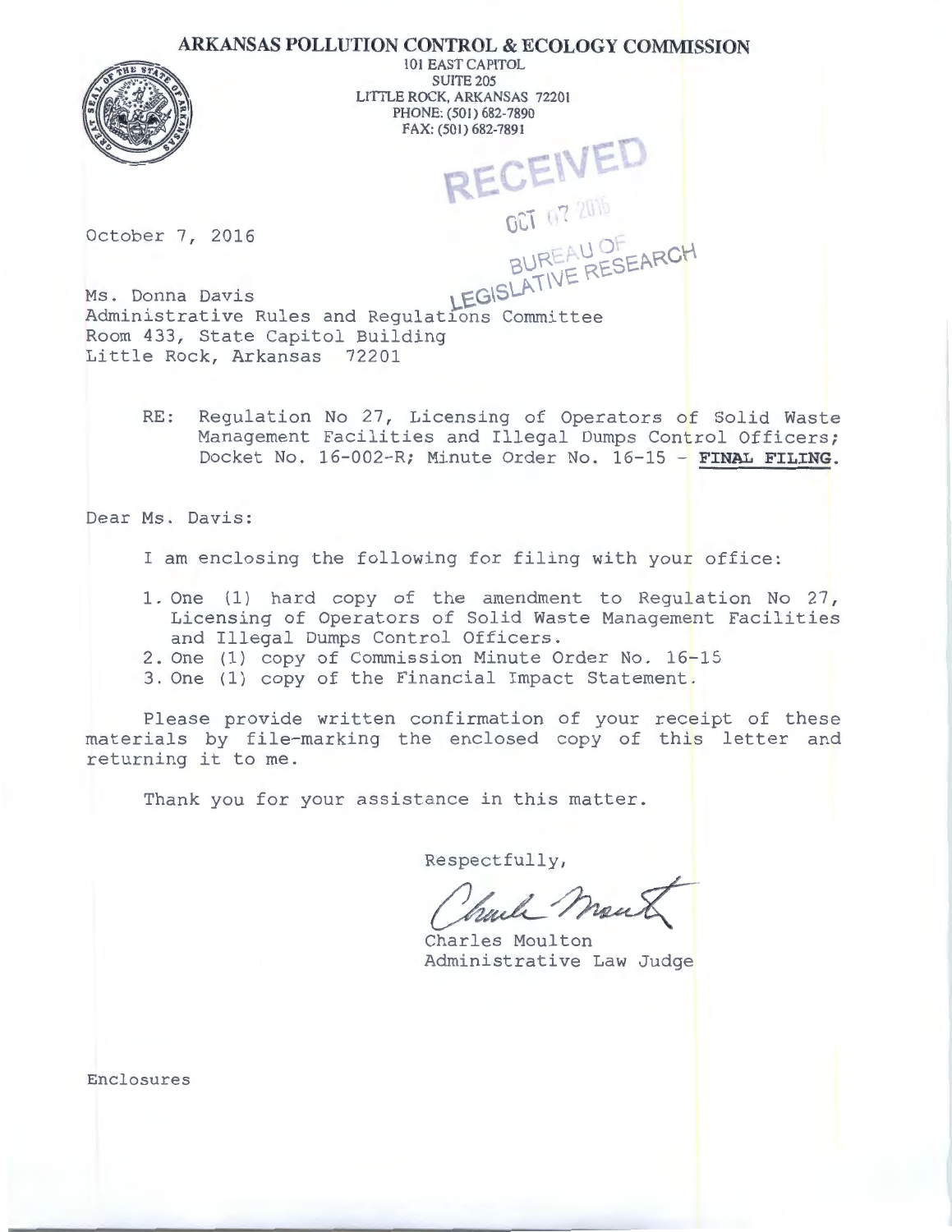# ARKANSAS POLLUTION CONTROL & ECOLOGY COMMISSION

101 EAST CAPITOL
SUITE 205
LITTLE ROCK, ARKANSAS 72201
PHONE: (501) 682-7890
FAX: (501) 682-7891

RECEIVED
OCT 07 2016
BUREAU OF LEGISLATIVE RESEARCH

October 7, 2016

Ms. Donna Davis
Administrative Rules and Regulations Committee
Room 433, State Capitol Building
Little Rock, Arkansas 72201

RE: Regulation No 27, Licensing of Operators of Solid Waste Management Facilities and Illegal Dumps Control Officers; Docket No. 16-002-R; Minute Order No. 16-15 - **FINAL FILING**.

Dear Ms. Davis:

I am enclosing the following for filing with your office:

1. One (1) hard copy of the amendment to Regulation No 27, Licensing of Operators of Solid Waste Management Facilities and Illegal Dumps Control Officers.
2. One (1) copy of Commission Minute Order No. 16-15
3. One (1) copy of the Financial Impact Statement.

Please provide written confirmation of your receipt of these materials by file-marking the enclosed copy of this letter and returning it to me.

Thank you for your assistance in this matter.

Respectfully,

Charles Moulton
Administrative Law Judge

Enclosures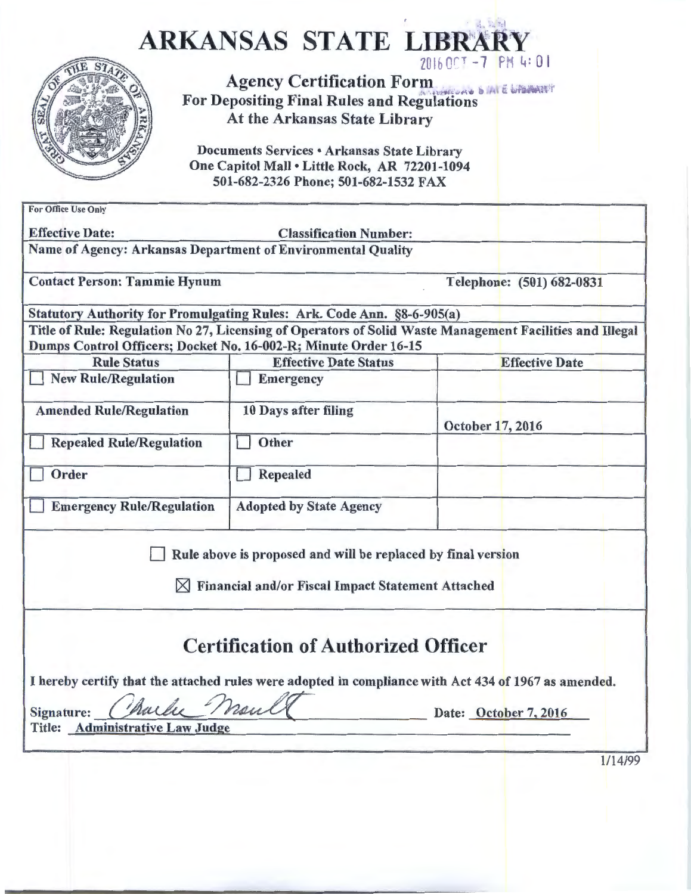# ARKANSAS STATE LIBRARY

2016 OCT -7 PM 4:01

**Agency Certification Form**
**For Depositing Final Rules and Regulations**
**At the Arkansas State Library**

ARKANSAS STATE LIBRARY

**Documents Services • Arkansas State Library**
**One Capitol Mall • Little Rock, AR 72201-1094**
**501-682-2326 Phone; 501-682-1532 FAX**

For Office Use Only

**Effective Date:** **Classification Number:**

**Name of Agency: Arkansas Department of Environmental Quality**

**Contact Person: Tammie Hynum** **Telephone: (501) 682-0831**

**Statutory Authority for Promulgating Rules: Ark. Code Ann. §8-6-905(a)**

**Title of Rule: Regulation No 27, Licensing of Operators of Solid Waste Management Facilities and Illegal Dumps Control Officers; Docket No. 16-002-R; Minute Order 16-15**

| Rule Status | Effective Date Status | Effective Date |
|---|---|---|
| ☐ New Rule/Regulation | ☐ Emergency | |
| Amended Rule/Regulation | 10 Days after filing | October 17, 2016 |
| ☐ Repealed Rule/Regulation | ☐ Other | |
| ☐ Order | ☐ Repealed | |
| ☐ Emergency Rule/Regulation | Adopted by State Agency | |

☐ Rule above is proposed and will be replaced by final version

☒ Financial and/or Fiscal Impact Statement Attached

## Certification of Authorized Officer

I hereby certify that the attached rules were adopted in compliance with Act 434 of 1967 as amended.

Signature: Charles Moulton Date: October 7, 2016
Title: Administrative Law Judge

1/14/99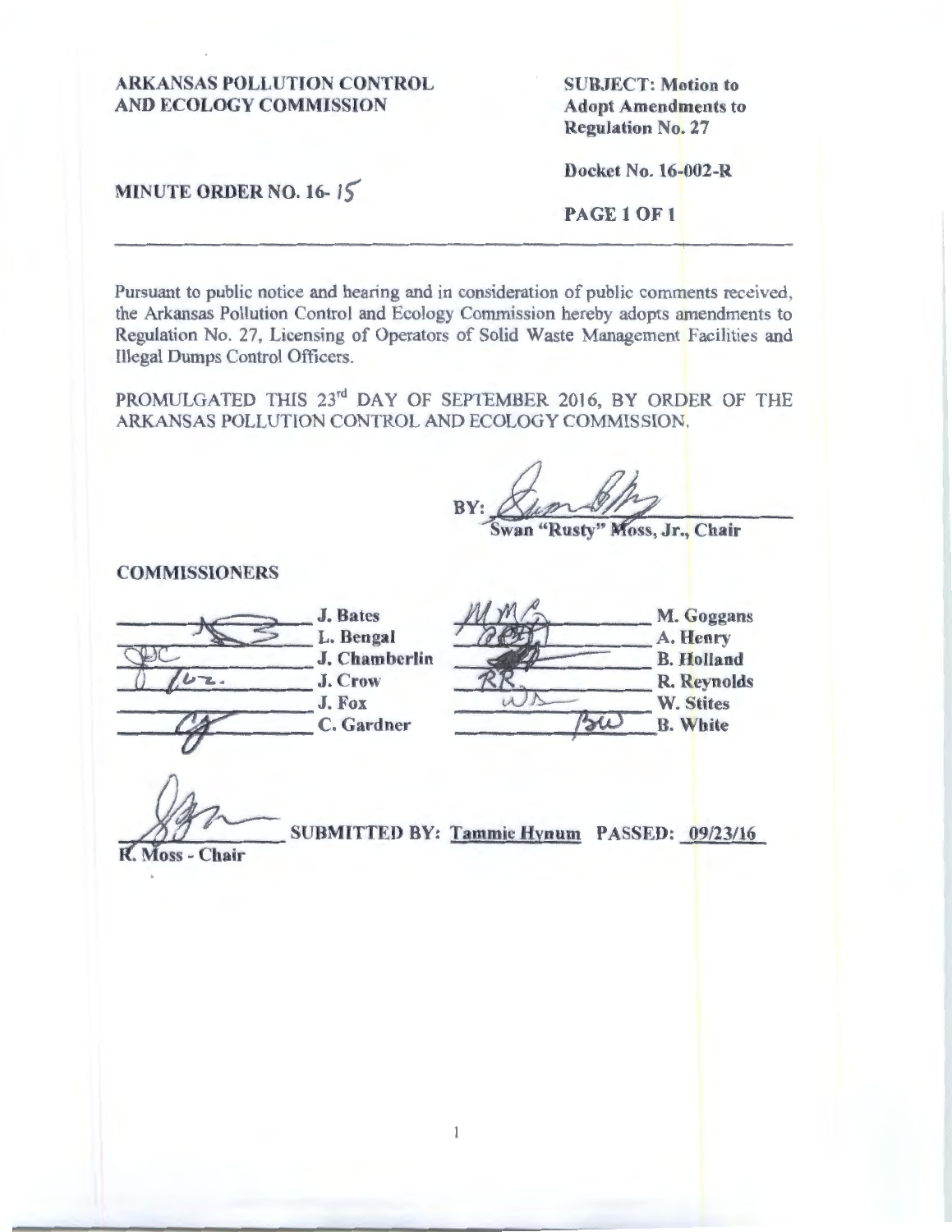**ARKANSAS POLLUTION CONTROL AND ECOLOGY COMMISSION**

**MINUTE ORDER NO. 16- 15**

**SUBJECT: Motion to Adopt Amendments to Regulation No. 27**

**Docket No. 16-002-R**

**PAGE 1 OF 1**

---

Pursuant to public notice and hearing and in consideration of public comments received, the Arkansas Pollution Control and Ecology Commission hereby adopts amendments to Regulation No. 27, Licensing of Operators of Solid Waste Management Facilities and Illegal Dumps Control Officers.

PROMULGATED THIS 23rd DAY OF SEPTEMBER 2016, BY ORDER OF THE ARKANSAS POLLUTION CONTROL AND ECOLOGY COMMISSION.

BY: ______________________
**Swan "Rusty" Moss, Jr., Chair**

**COMMISSIONERS**

| | | | |
|---|---|---|---|
| | **J. Bates** | | **M. Goggans** |
| | **L. Bengal** | | **A. Henry** |
| | **J. Chamberlin** | | **B. Holland** |
| | **J. Crow** | | **R. Reynolds** |
| | **J. Fox** | | **W. Stites** |
| | **C. Gardner** | | **B. White** |

______________________ **SUBMITTED BY: Tammie Hynum PASSED: 09/23/16**
**R. Moss - Chair**